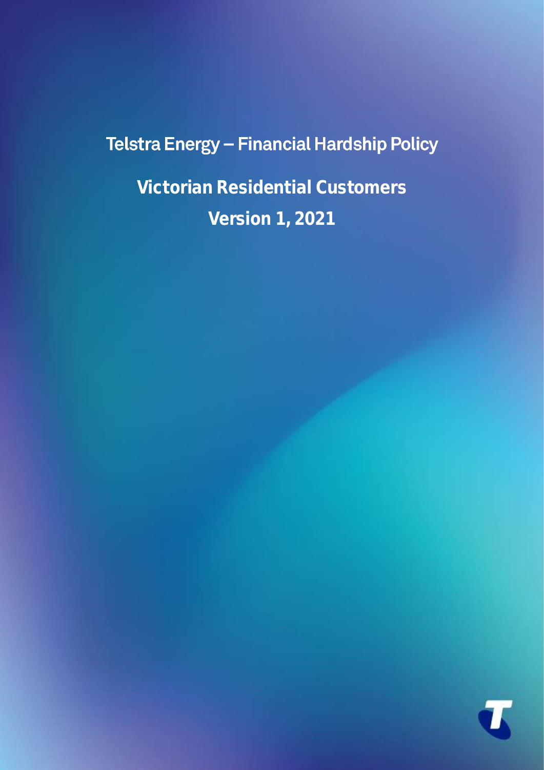# Telstra Energy – Financial Hardship Policy

## Victorian Residential Customers

## Version 1, 2021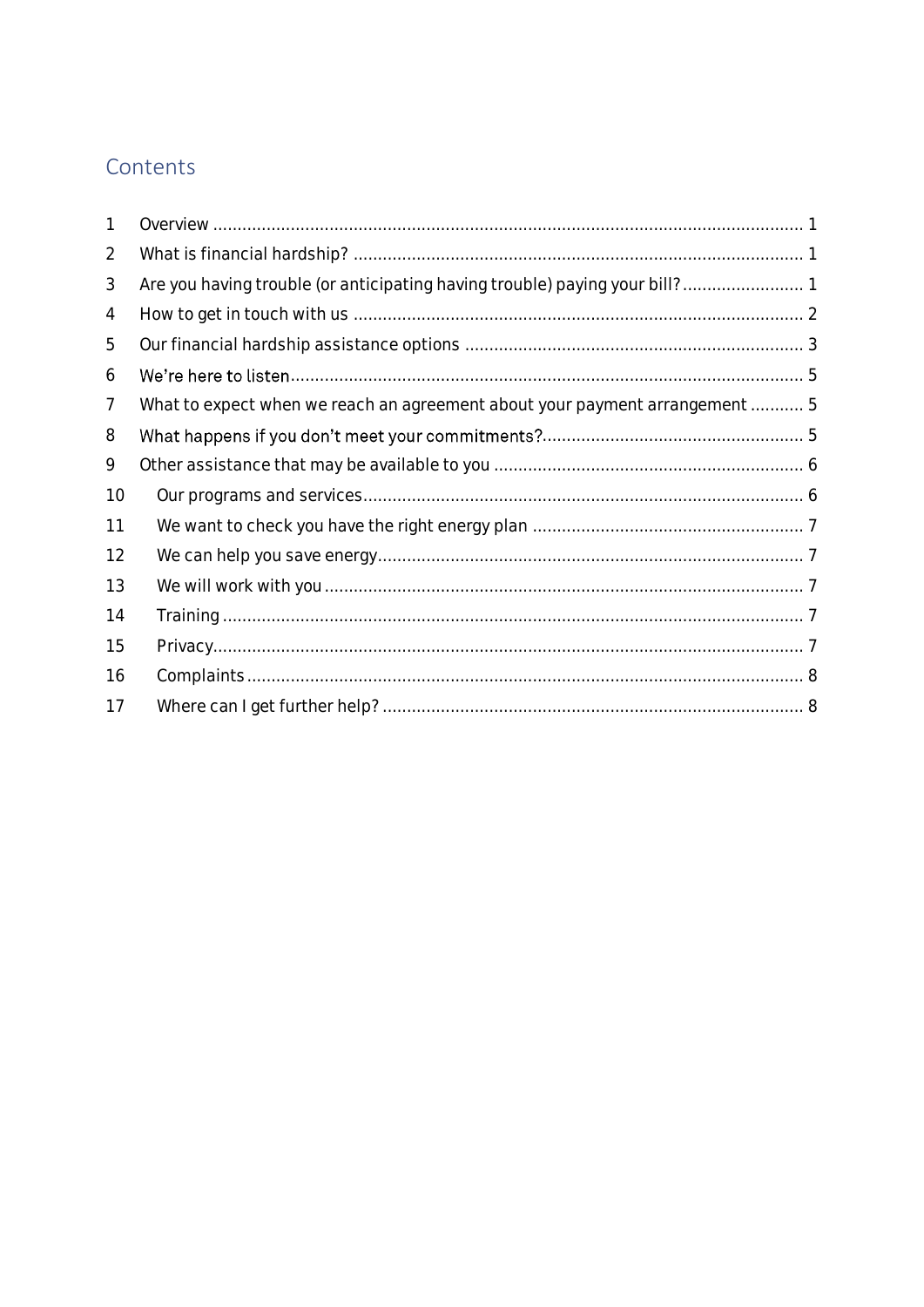## Contents

1 Overview ........................................................................................................................ 1
2 What is financial hardship? ............................................................................................ 1
3 Are you having trouble (or anticipating having trouble) paying your bill? ......................... 1
4 How to get in touch with us ............................................................................................ 2
5 Our financial hardship assistance options ..................................................................... 3
6 We're here to listen ........................................................................................................ 5
7 What to expect when we reach an agreement about your payment arrangement ........... 5
8 What happens if you don't meet your commitments? ..................................................... 5
9 Other assistance that may be available to you ................................................................ 6
10 Our programs and services .......................................................................................... 6
11 We want to check you have the right energy plan ........................................................ 7
12 We can help you save energy ....................................................................................... 7
13 We will work with you .................................................................................................. 7
14 Training ....................................................................................................................... 7
15 Privacy ........................................................................................................................ 7
16 Complaints .................................................................................................................. 8
17 Where can I get further help? ...................................................................................... 8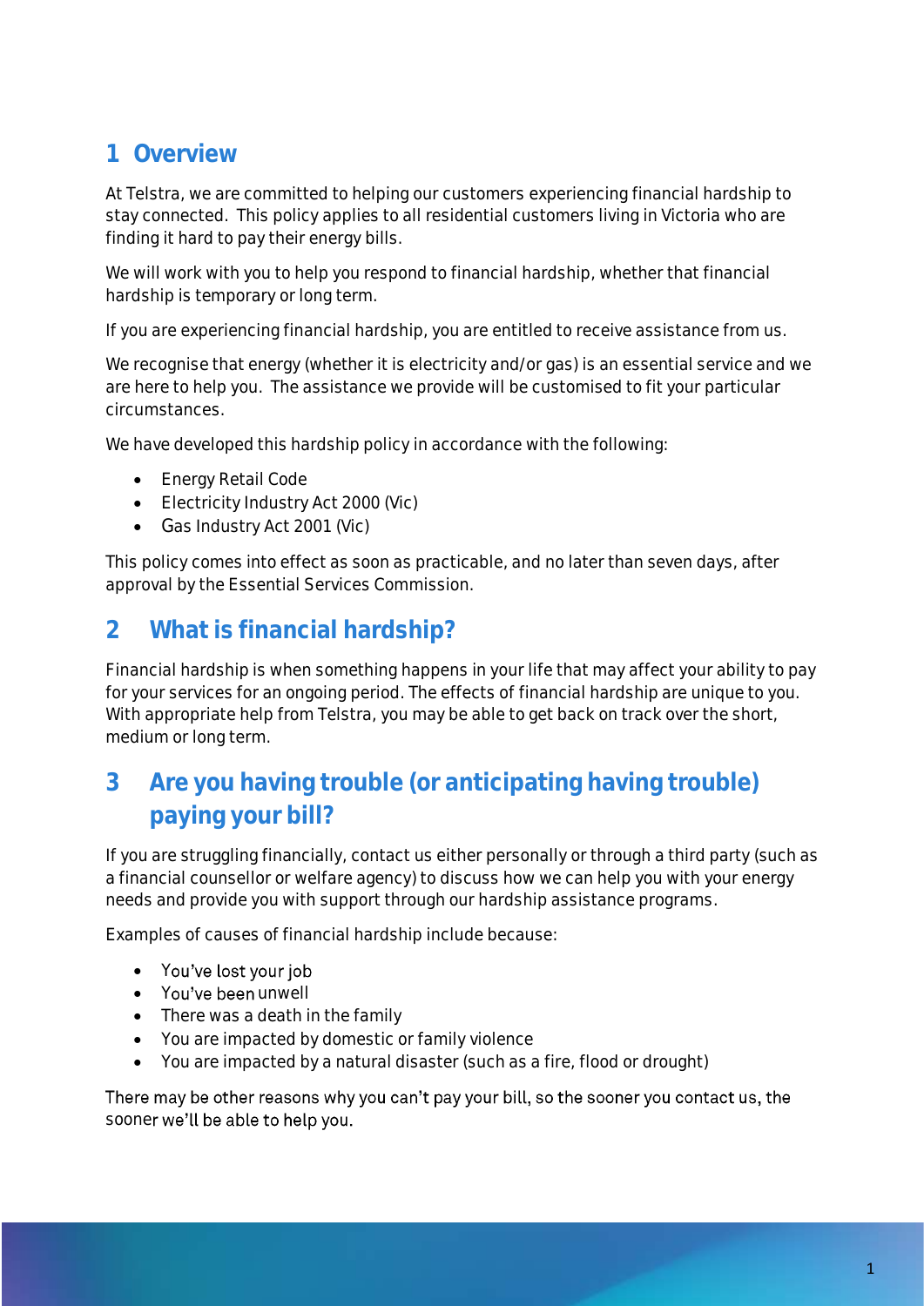## 1 Overview

At Telstra, we are committed to helping our customers experiencing financial hardship to stay connected. This policy applies to all residential customers living in Victoria who are finding it hard to pay their energy bills.

We will work with you to help you respond to financial hardship, whether that financial hardship is temporary or long term.

If you are experiencing financial hardship, you are entitled to receive assistance from us.

We recognise that energy (whether it is electricity and/or gas) is an essential service and we are here to help you. The assistance we provide will be customised to fit your particular circumstances.

We have developed this hardship policy in accordance with the following:

- Energy Retail Code
- Electricity Industry Act 2000 (Vic)
- Gas Industry Act 2001 (Vic)

This policy comes into effect as soon as practicable, and no later than seven days, after approval by the Essential Services Commission.

## 2 What is financial hardship?

Financial hardship is when something happens in your life that may affect your ability to pay for your services for an ongoing period. The effects of financial hardship are unique to you. With appropriate help from Telstra, you may be able to get back on track over the short, medium or long term.

## 3 Are you having trouble (or anticipating having trouble) paying your bill?

If you are struggling financially, contact us either personally or through a third party (such as a financial counsellor or welfare agency) to discuss how we can help you with your energy needs and provide you with support through our hardship assistance programs.

Examples of causes of financial hardship include because:

- You've lost your job
- You've been unwell
- There was a death in the family
- You are impacted by domestic or family violence
- You are impacted by a natural disaster (such as a fire, flood or drought)

There may be other reasons why you can't pay your bill, so the sooner you contact us, the sooner we'll be able to help you.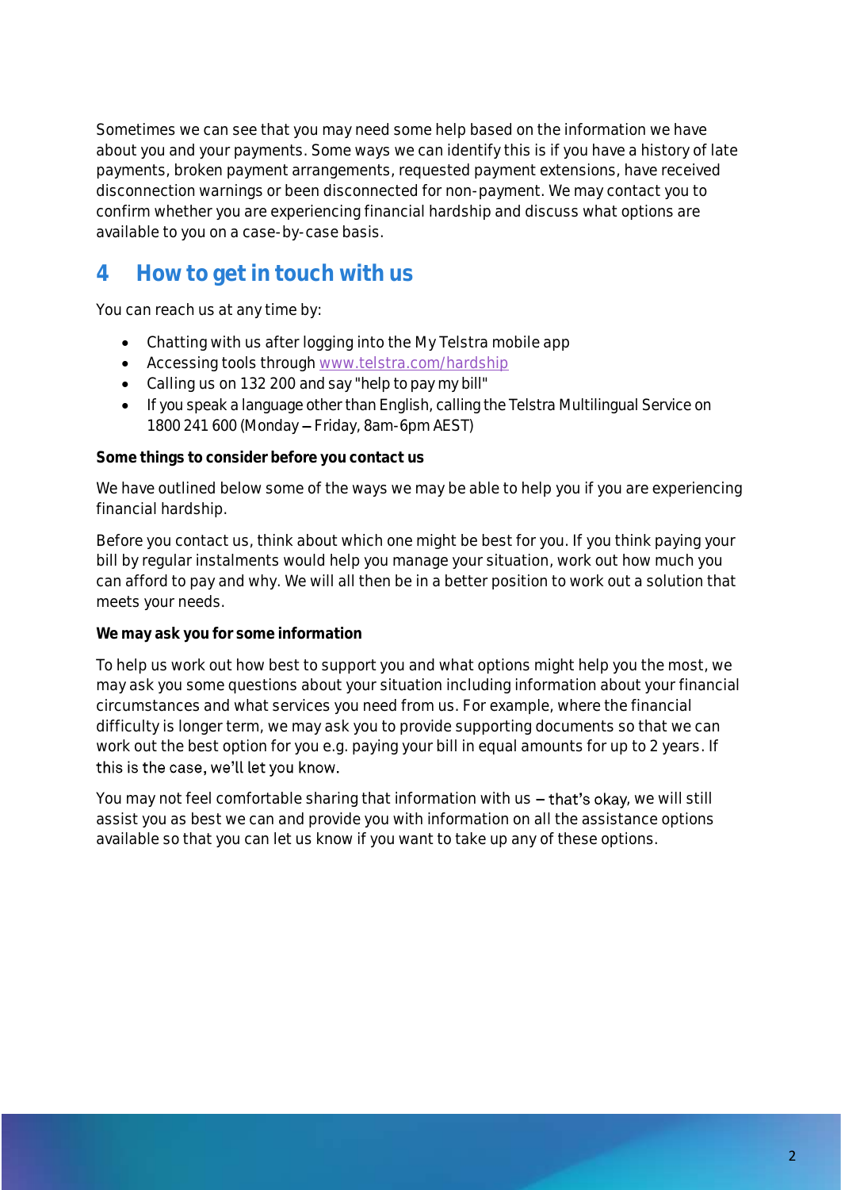Sometimes we can see that you may need some help based on the information we have about you and your payments. Some ways we can identify this is if you have a history of late payments, broken payment arrangements, requested payment extensions, have received disconnection warnings or been disconnected for non-payment. We may contact you to confirm whether you are experiencing financial hardship and discuss what options are available to you on a case-by-case basis.

## 4 How to get in touch with us

You can reach us at any time by:

- Chatting with us after logging into the My Telstra mobile app
- Accessing tools through [www.telstra.com/hardship](www.telstra.com/hardship)
- Calling us on 132 200 and say "help to pay my bill"
- If you speak a language other than English, calling the Telstra Multilingual Service on 1800 241 600 (Monday – Friday, 8am-6pm AEST)

**Some things to consider before you contact us**

We have outlined below some of the ways we may be able to help you if you are experiencing financial hardship.

Before you contact us, think about which one might be best for you. If you think paying your bill by regular instalments would help you manage your situation, work out how much you can afford to pay and why. We will all then be in a better position to work out a solution that meets your needs.

**We may ask you for some information**

To help us work out how best to support you and what options might help you the most, we may ask you some questions about your situation including information about your financial circumstances and what services you need from us. For example, where the financial difficulty is longer term, we may ask you to provide supporting documents so that we can work out the best option for you e.g. paying your bill in equal amounts for up to 2 years. If this is the case, we'll let you know.

You may not feel comfortable sharing that information with us – that's okay, we will still assist you as best we can and provide you with information on all the assistance options available so that you can let us know if you want to take up any of these options.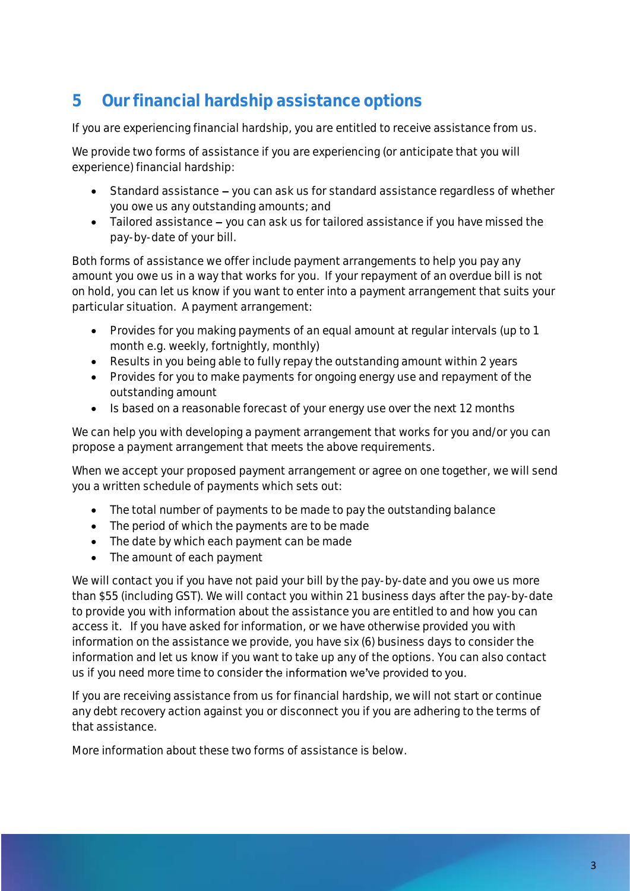## 5 Our financial hardship assistance options

If you are experiencing financial hardship, you are entitled to receive assistance from us.

We provide two forms of assistance if you are experiencing (or anticipate that you will experience) financial hardship:

- Standard assistance – you can ask us for standard assistance regardless of whether you owe us any outstanding amounts; and
- Tailored assistance – you can ask us for tailored assistance if you have missed the pay-by-date of your bill.

Both forms of assistance we offer include payment arrangements to help you pay any amount you owe us in a way that works for you. If your repayment of an overdue bill is not on hold, you can let us know if you want to enter into a payment arrangement that suits your particular situation. A payment arrangement:

- Provides for you making payments of an equal amount at regular intervals (up to 1 month e.g. weekly, fortnightly, monthly)
- Results in you being able to fully repay the outstanding amount within 2 years
- Provides for you to make payments for ongoing energy use and repayment of the outstanding amount
- Is based on a reasonable forecast of your energy use over the next 12 months

We can help you with developing a payment arrangement that works for you and/or you can propose a payment arrangement that meets the above requirements.

When we accept your proposed payment arrangement or agree on one together, we will send you a written schedule of payments which sets out:

- The total number of payments to be made to pay the outstanding balance
- The period of which the payments are to be made
- The date by which each payment can be made
- The amount of each payment

We will contact you if you have not paid your bill by the pay-by-date and you owe us more than $55 (including GST). We will contact you within 21 business days after the pay-by-date to provide you with information about the assistance you are entitled to and how you can access it. If you have asked for information, or we have otherwise provided you with information on the assistance we provide, you have six (6) business days to consider the information and let us know if you want to take up any of the options. You can also contact us if you need more time to consider the information we've provided to you.

If you are receiving assistance from us for financial hardship, we will not start or continue any debt recovery action against you or disconnect you if you are adhering to the terms of that assistance.

More information about these two forms of assistance is below.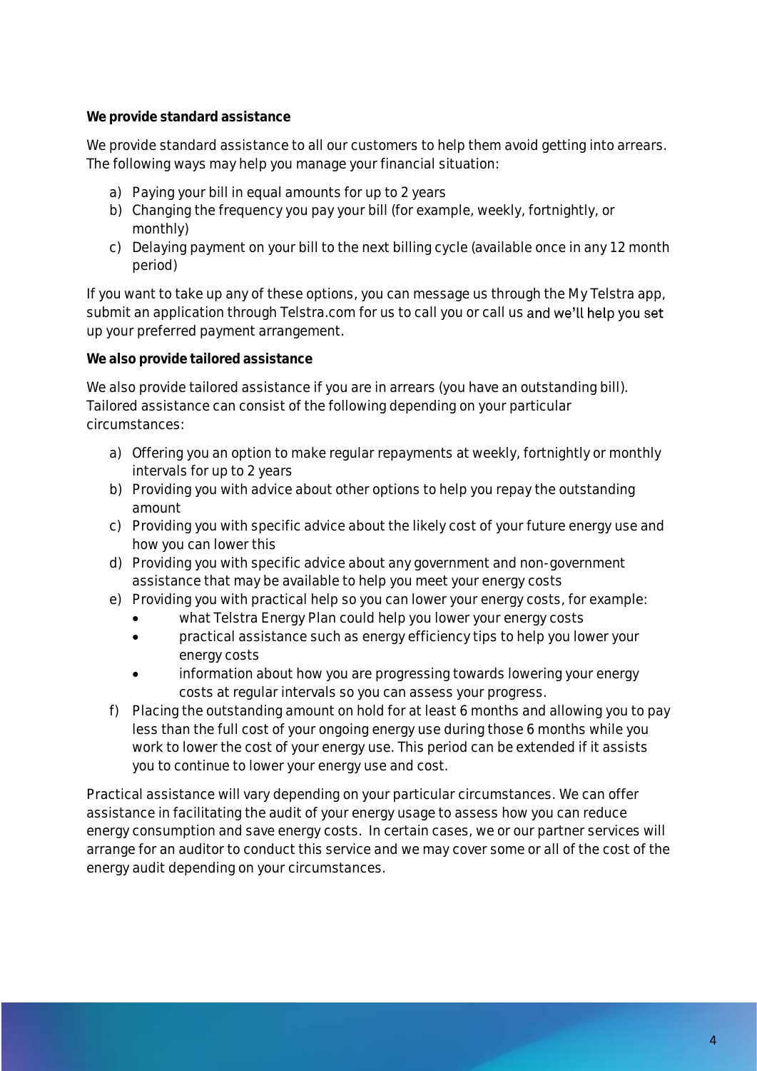**We provide standard assistance**

We provide standard assistance to all our customers to help them avoid getting into arrears. The following ways may help you manage your financial situation:

a) Paying your bill in equal amounts for up to 2 years
b) Changing the frequency you pay your bill (for example, weekly, fortnightly, or monthly)
c) Delaying payment on your bill to the next billing cycle (available once in any 12 month period)

If you want to take up any of these options, you can message us through the My Telstra app, submit an application through Telstra.com for us to call you or call us and we'll help you set up your preferred payment arrangement.

**We also provide tailored assistance**

We also provide tailored assistance if you are in arrears (you have an outstanding bill). Tailored assistance can consist of the following depending on your particular circumstances:

a) Offering you an option to make regular repayments at weekly, fortnightly or monthly intervals for up to 2 years
b) Providing you with advice about other options to help you repay the outstanding amount
c) Providing you with specific advice about the likely cost of your future energy use and how you can lower this
d) Providing you with specific advice about any government and non-government assistance that may be available to help you meet your energy costs
e) Providing you with practical help so you can lower your energy costs, for example:
   - what Telstra Energy Plan could help you lower your energy costs
   - practical assistance such as energy efficiency tips to help you lower your energy costs
   - information about how you are progressing towards lowering your energy costs at regular intervals so you can assess your progress.
f) Placing the outstanding amount on hold for at least 6 months and allowing you to pay less than the full cost of your ongoing energy use during those 6 months while you work to lower the cost of your energy use. This period can be extended if it assists you to continue to lower your energy use and cost.

Practical assistance will vary depending on your particular circumstances. We can offer assistance in facilitating the audit of your energy usage to assess how you can reduce energy consumption and save energy costs. In certain cases, we or our partner services will arrange for an auditor to conduct this service and we may cover some or all of the cost of the energy audit depending on your circumstances.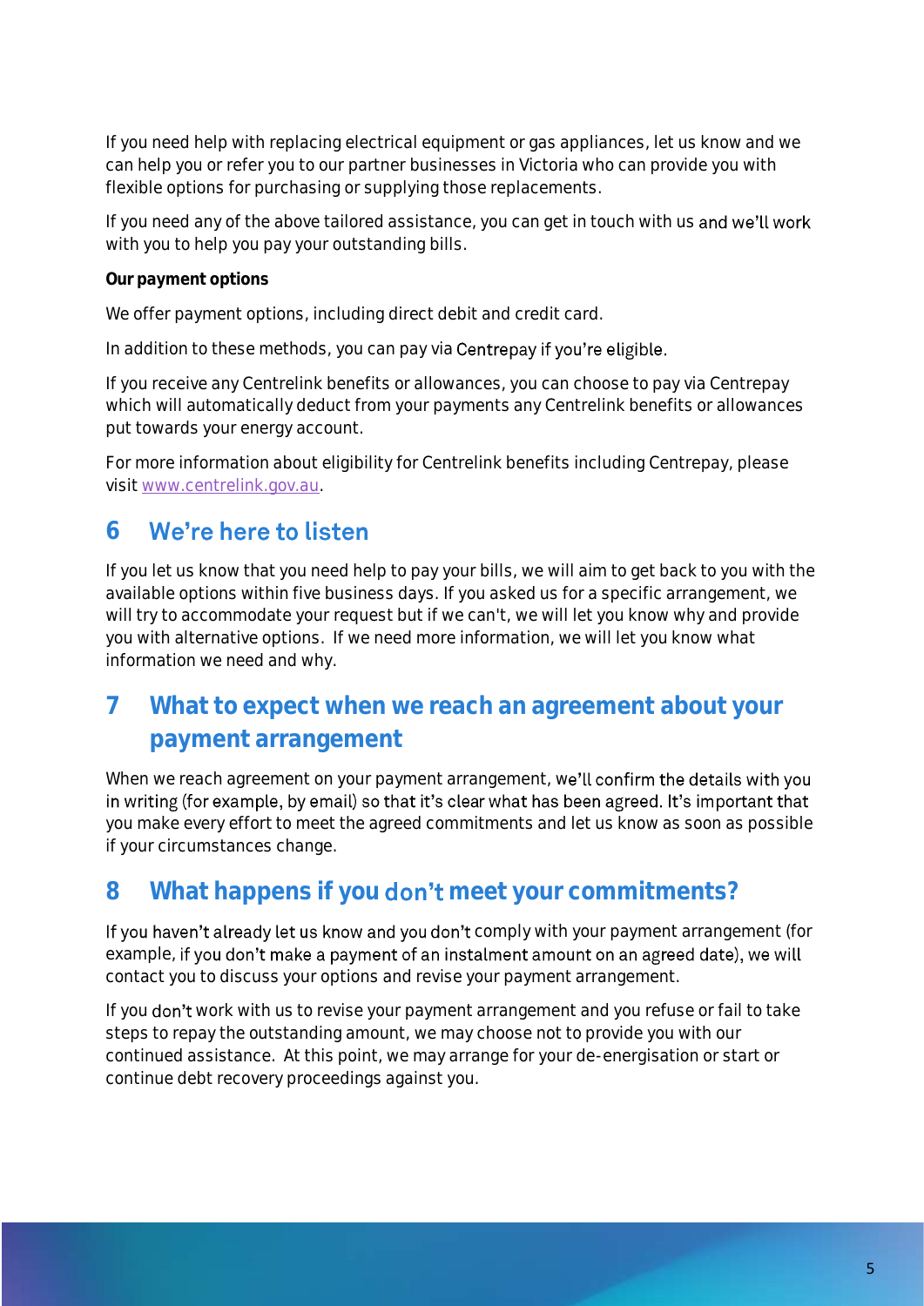If you need help with replacing electrical equipment or gas appliances, let us know and we can help you or refer you to our partner businesses in Victoria who can provide you with flexible options for purchasing or supplying those replacements.

If you need any of the above tailored assistance, you can get in touch with us and we'll work with you to help you pay your outstanding bills.

**Our payment options**

We offer payment options, including direct debit and credit card.

In addition to these methods, you can pay via Centrepay if you're eligible.

If you receive any Centrelink benefits or allowances, you can choose to pay via Centrepay which will automatically deduct from your payments any Centrelink benefits or allowances put towards your energy account.

For more information about eligibility for Centrelink benefits including Centrepay, please visit www.centrelink.gov.au.

## 6 We're here to listen

If you let us know that you need help to pay your bills, we will aim to get back to you with the available options within five business days. If you asked us for a specific arrangement, we will try to accommodate your request but if we can't, we will let you know why and provide you with alternative options. If we need more information, we will let you know what information we need and why.

## 7 What to expect when we reach an agreement about your payment arrangement

When we reach agreement on your payment arrangement, we'll confirm the details with you in writing (for example, by email) so that it's clear what has been agreed. It's important that you make every effort to meet the agreed commitments and let us know as soon as possible if your circumstances change.

## 8 What happens if you don't meet your commitments?

If you haven't already let us know and you don't comply with your payment arrangement (for example, if you don't make a payment of an instalment amount on an agreed date), we will contact you to discuss your options and revise your payment arrangement.

If you don't work with us to revise your payment arrangement and you refuse or fail to take steps to repay the outstanding amount, we may choose not to provide you with our continued assistance. At this point, we may arrange for your de-energisation or start or continue debt recovery proceedings against you.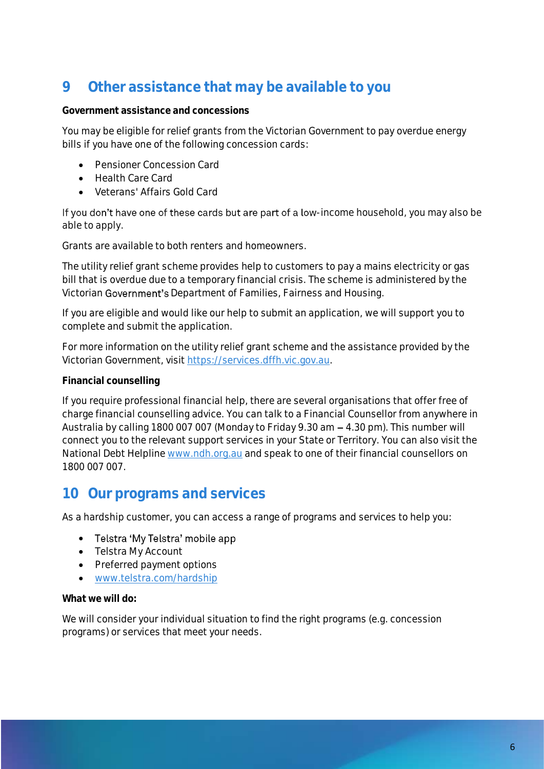## 9 Other assistance that may be available to you

**Government assistance and concessions**

You may be eligible for relief grants from the Victorian Government to pay overdue energy bills if you have one of the following concession cards:

- Pensioner Concession Card
- Health Care Card
- Veterans' Affairs Gold Card

If you don't have one of these cards but are part of a low-income household, you may also be able to apply.

Grants are available to both renters and homeowners.

The utility relief grant scheme provides help to customers to pay a mains electricity or gas bill that is overdue due to a temporary financial crisis. The scheme is administered by the Victorian Government's Department of Families, Fairness and Housing.

If you are eligible and would like our help to submit an application, we will support you to complete and submit the application.

For more information on the utility relief grant scheme and the assistance provided by the Victorian Government, visit https://services.dffh.vic.gov.au.

**Financial counselling**

If you require professional financial help, there are several organisations that offer free of charge financial counselling advice. You can talk to a Financial Counsellor from anywhere in Australia by calling 1800 007 007 (Monday to Friday 9.30 am – 4.30 pm). This number will connect you to the relevant support services in your State or Territory. You can also visit the National Debt Helpline www.ndh.org.au and speak to one of their financial counsellors on 1800 007 007.

## 10 Our programs and services

As a hardship customer, you can access a range of programs and services to help you:

- Telstra 'My Telstra' mobile app
- Telstra My Account
- Preferred payment options
- www.telstra.com/hardship

**What we will do:**

We will consider your individual situation to find the right programs (e.g. concession programs) or services that meet your needs.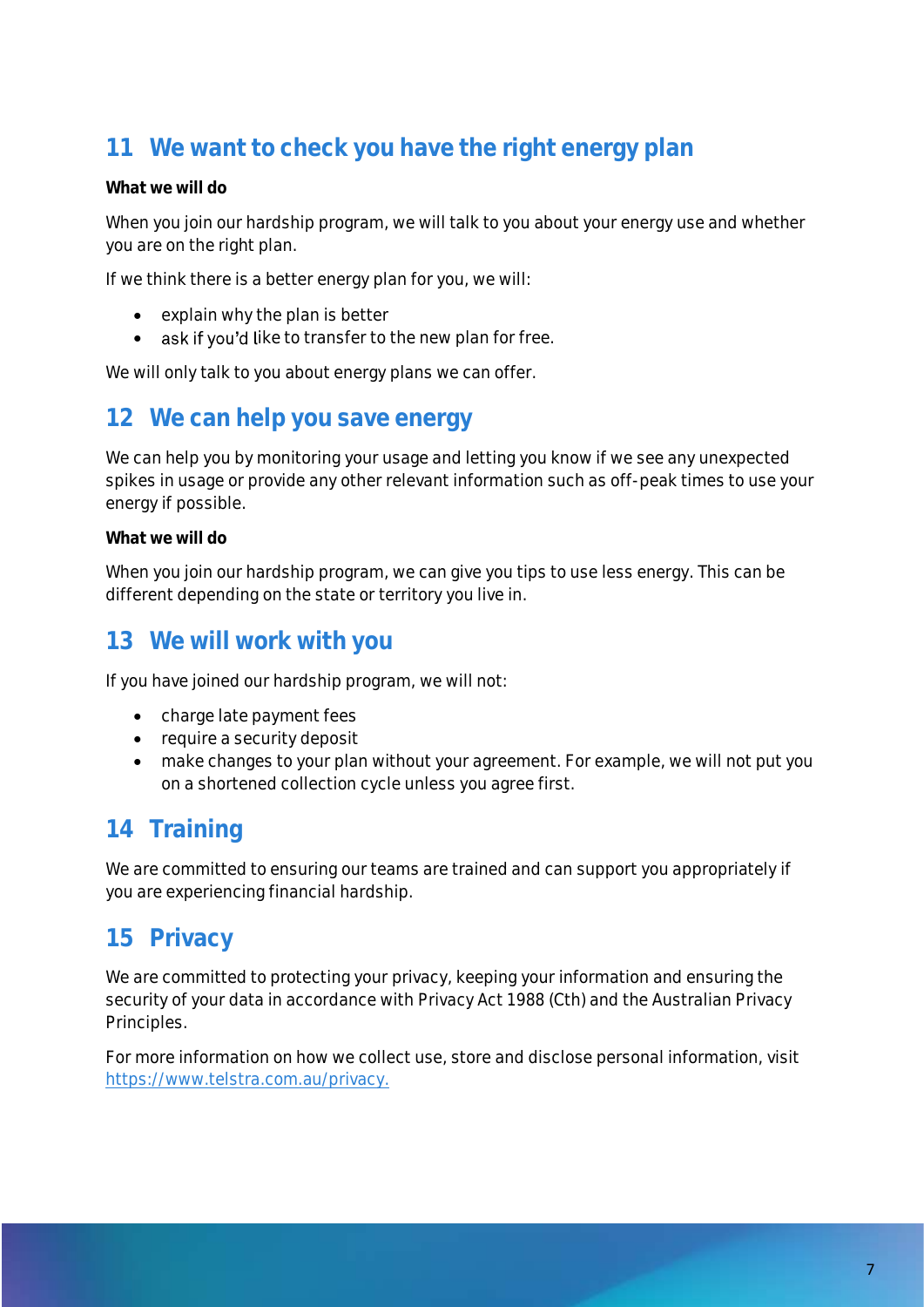## 11 We want to check you have the right energy plan

**What we will do**

When you join our hardship program, we will talk to you about your energy use and whether you are on the right plan.

If we think there is a better energy plan for you, we will:

- explain why the plan is better
- ask if you'd like to transfer to the new plan for free.

We will only talk to you about energy plans we can offer.

## 12 We can help you save energy

We can help you by monitoring your usage and letting you know if we see any unexpected spikes in usage or provide any other relevant information such as off-peak times to use your energy if possible.

**What we will do**

When you join our hardship program, we can give you tips to use less energy. This can be different depending on the state or territory you live in.

## 13 We will work with you

If you have joined our hardship program, we will not:

- charge late payment fees
- require a security deposit
- make changes to your plan without your agreement. For example, we will not put you on a shortened collection cycle unless you agree first.

## 14 Training

We are committed to ensuring our teams are trained and can support you appropriately if you are experiencing financial hardship.

## 15 Privacy

We are committed to protecting your privacy, keeping your information and ensuring the security of your data in accordance with Privacy Act 1988 (Cth) and the Australian Privacy Principles.

For more information on how we collect use, store and disclose personal information, visit [https://www.telstra.com.au/privacy.](https://www.telstra.com.au/privacy)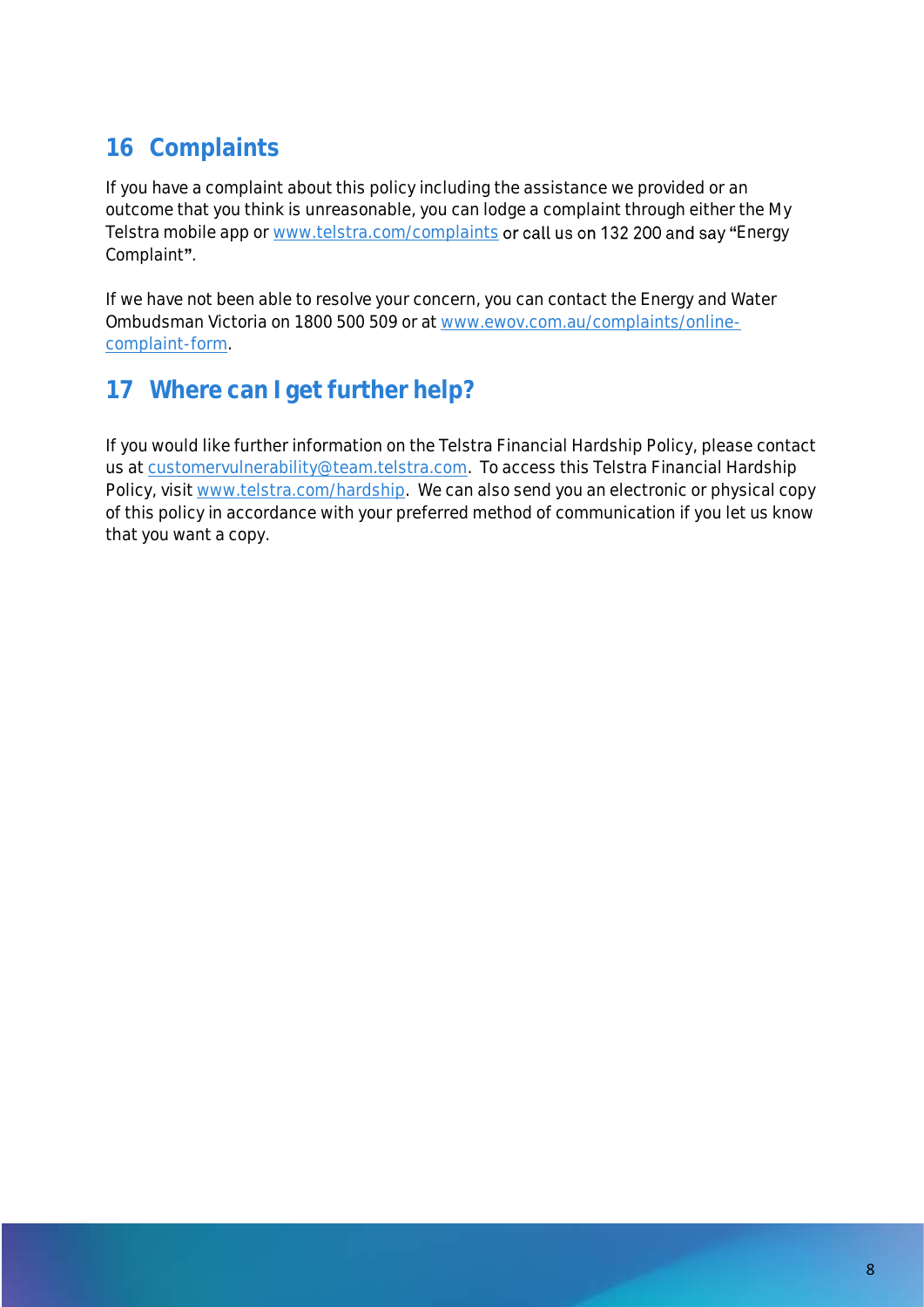## 16 Complaints

If you have a complaint about this policy including the assistance we provided or an outcome that you think is unreasonable, you can lodge a complaint through either the My Telstra mobile app or [www.telstra.com/complaints](www.telstra.com/complaints) or call us on 132 200 and say "Energy Complaint".

If we have not been able to resolve your concern, you can contact the Energy and Water Ombudsman Victoria on 1800 500 509 or at [www.ewov.com.au/complaints/online-complaint-form](www.ewov.com.au/complaints/online-complaint-form).

## 17 Where can I get further help?

If you would like further information on the Telstra Financial Hardship Policy, please contact us at [customervulnerability@team.telstra.com](mailto:customervulnerability@team.telstra.com). To access this Telstra Financial Hardship Policy, visit [www.telstra.com/hardship](www.telstra.com/hardship). We can also send you an electronic or physical copy of this policy in accordance with your preferred method of communication if you let us know that you want a copy.